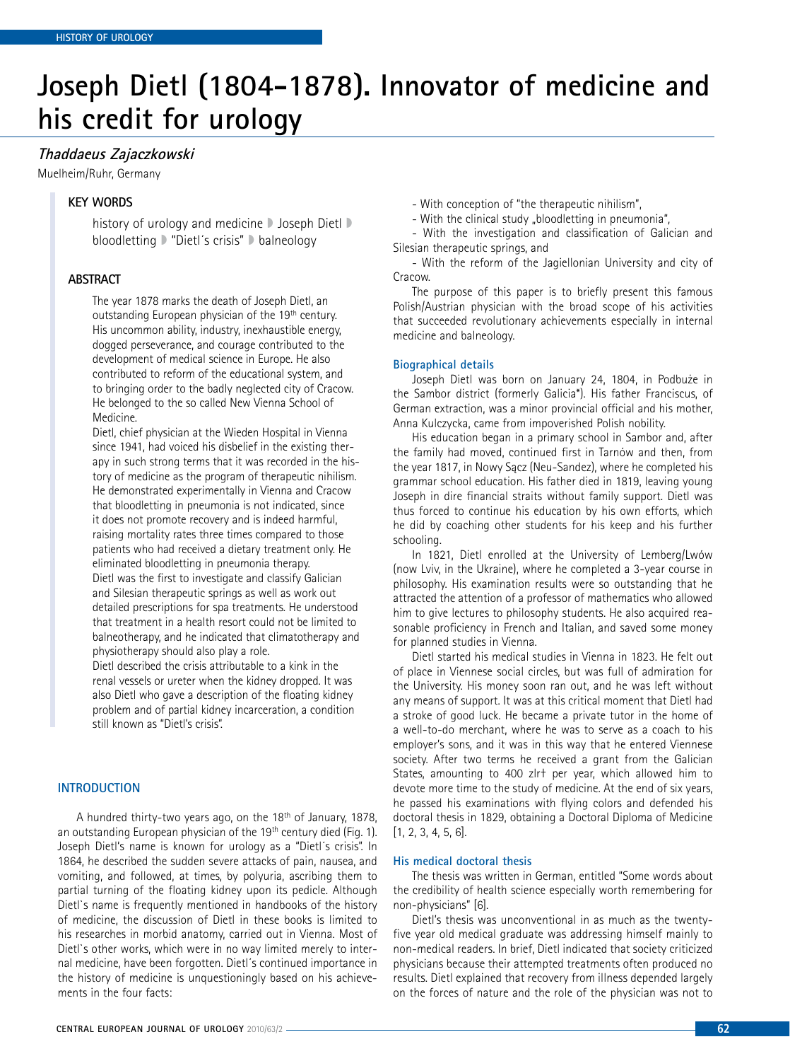HISTORY OF UROLOGY

# Joseph Dietl (1804–1878). Innovator of medicine and his credit for urology

***Thaddaeus Zajaczkowski***

Muelheim/Ruhr, Germany

## KEY WORDS

history of urology and medicine ◗ Joseph Dietl ◗ bloodletting ◗ "Dietl´s crisis" ◗ balneology

## ABSTRACT

The year 1878 marks the death of Joseph Dietl, an outstanding European physician of the 19th century. His uncommon ability, industry, inexhaustible energy, dogged perseverance, and courage contributed to the development of medical science in Europe. He also contributed to reform of the educational system, and to bringing order to the badly neglected city of Cracow. He belonged to the so called New Vienna School of Medicine.

Dietl, chief physician at the Wieden Hospital in Vienna since 1941, had voiced his disbelief in the existing therapy in such strong terms that it was recorded in the history of medicine as the program of therapeutic nihilism. He demonstrated experimentally in Vienna and Cracow that bloodletting in pneumonia is not indicated, since it does not promote recovery and is indeed harmful, raising mortality rates three times compared to those patients who had received a dietary treatment only. He eliminated bloodletting in pneumonia therapy.

Dietl was the first to investigate and classify Galician and Silesian therapeutic springs as well as work out detailed prescriptions for spa treatments. He understood that treatment in a health resort could not be limited to balneotherapy, and he indicated that climatotherapy and physiotherapy should also play a role.

Dietl described the crisis attributable to a kink in the renal vessels or ureter when the kidney dropped. It was also Dietl who gave a description of the floating kidney problem and of partial kidney incarceration, a condition still known as "Dietl's crisis".

## INTRODUCTION

A hundred thirty-two years ago, on the 18th of January, 1878, an outstanding European physician of the 19th century died (Fig. 1). Joseph Dietl's name is known for urology as a "Dietl´s crisis". In 1864, he described the sudden severe attacks of pain, nausea, and vomiting, and followed, at times, by polyuria, ascribing them to partial turning of the floating kidney upon its pedicle. Although Dietl`s name is frequently mentioned in handbooks of the history of medicine, the discussion of Dietl in these books is limited to his researches in morbid anatomy, carried out in Vienna. Most of Dietl`s other works, which were in no way limited merely to internal medicine, have been forgotten. Dietl´s continued importance in the history of medicine is unquestioningly based on his achievements in the four facts:

- With conception of "the therapeutic nihilism",
- With the clinical study „bloodletting in pneumonia",
- With the investigation and classification of Galician and Silesian therapeutic springs, and
- With the reform of the Jagiellonian University and city of Cracow.

The purpose of this paper is to briefly present this famous Polish/Austrian physician with the broad scope of his activities that succeeded revolutionary achievements especially in internal medicine and balneology.

### Biographical details

Joseph Dietl was born on January 24, 1804, in Podbuże in the Sambor district (formerly Galicia*). His father Franciscus, of German extraction, was a minor provincial official and his mother, Anna Kulczycka, came from impoverished Polish nobility.

His education began in a primary school in Sambor and, after the family had moved, continued first in Tarnów and then, from the year 1817, in Nowy Sącz (Neu-Sandez), where he completed his grammar school education. His father died in 1819, leaving young Joseph in dire financial straits without family support. Dietl was thus forced to continue his education by his own efforts, which he did by coaching other students for his keep and his further schooling.

In 1821, Dietl enrolled at the University of Lemberg/Lwów (now Lviv, in the Ukraine), where he completed a 3-year course in philosophy. His examination results were so outstanding that he attracted the attention of a professor of mathematics who allowed him to give lectures to philosophy students. He also acquired reasonable proficiency in French and Italian, and saved some money for planned studies in Vienna.

Dietl started his medical studies in Vienna in 1823. He felt out of place in Viennese social circles, but was full of admiration for the University. His money soon ran out, and he was left without any means of support. It was at this critical moment that Dietl had a stroke of good luck. He became a private tutor in the home of a well-to-do merchant, where he was to serve as a coach to his employer's sons, and it was in this way that he entered Viennese society. After two terms he received a grant from the Galician States, amounting to 400 zlr† per year, which allowed him to devote more time to the study of medicine. At the end of six years, he passed his examinations with flying colors and defended his doctoral thesis in 1829, obtaining a Doctoral Diploma of Medicine [1, 2, 3, 4, 5, 6].

### His medical doctoral thesis

The thesis was written in German, entitled "Some words about the credibility of health science especially worth remembering for non-physicians" [6].

Dietl's thesis was unconventional in as much as the twenty-five year old medical graduate was addressing himself mainly to non-medical readers. In brief, Dietl indicated that society criticized physicians because their attempted treatments often produced no results. Dietl explained that recovery from illness depended largely on the forces of nature and the role of the physician was not to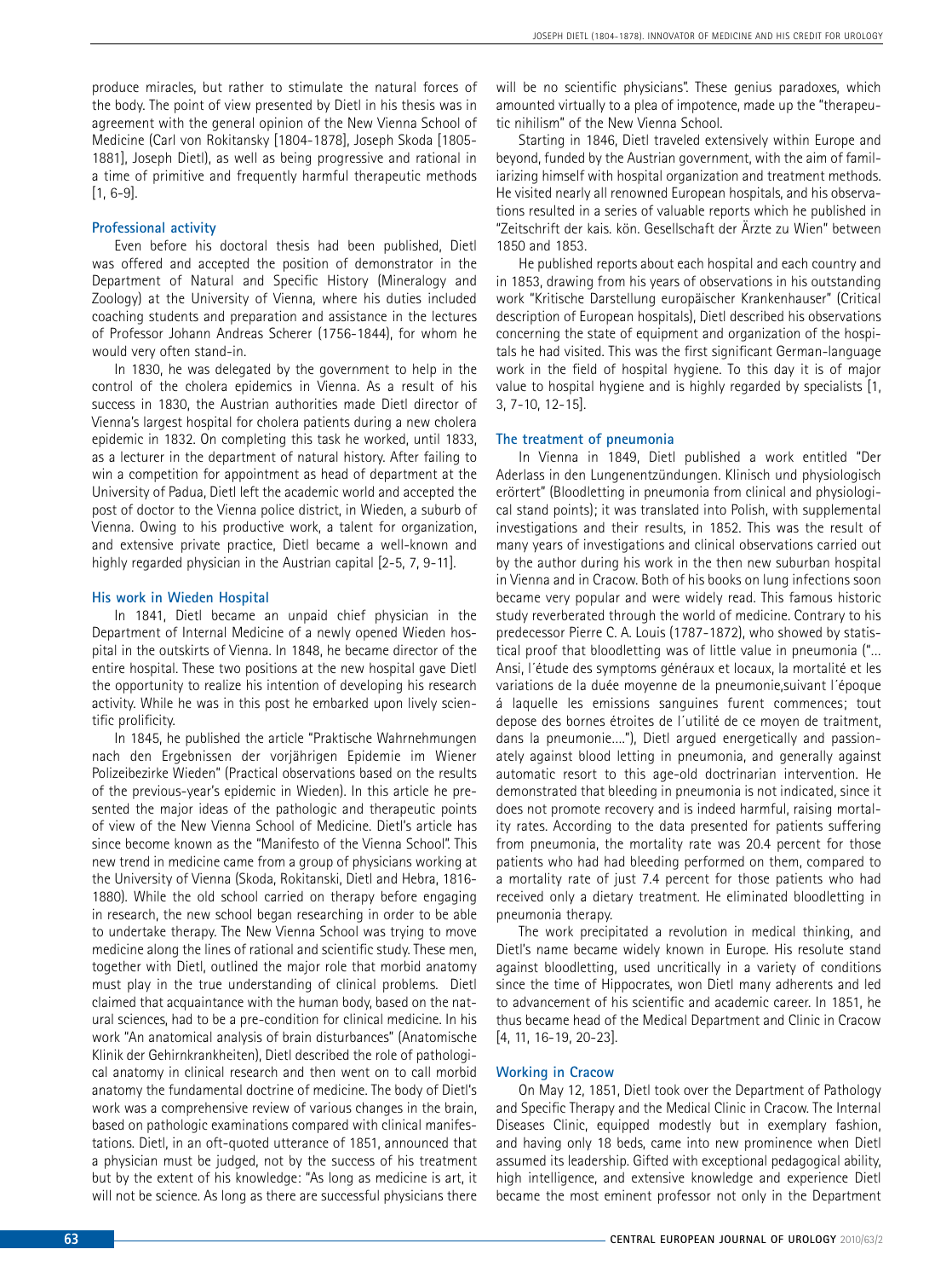produce miracles, but rather to stimulate the natural forces of the body. The point of view presented by Dietl in his thesis was in agreement with the general opinion of the New Vienna School of Medicine (Carl von Rokitansky [1804-1878], Joseph Skoda [1805-1881], Joseph Dietl), as well as being progressive and rational in a time of primitive and frequently harmful therapeutic methods [1, 6-9].

## Professional activity

Even before his doctoral thesis had been published, Dietl was offered and accepted the position of demonstrator in the Department of Natural and Specific History (Mineralogy and Zoology) at the University of Vienna, where his duties included coaching students and preparation and assistance in the lectures of Professor Johann Andreas Scherer (1756-1844), for whom he would very often stand-in.

In 1830, he was delegated by the government to help in the control of the cholera epidemics in Vienna. As a result of his success in 1830, the Austrian authorities made Dietl director of Vienna's largest hospital for cholera patients during a new cholera epidemic in 1832. On completing this task he worked, until 1833, as a lecturer in the department of natural history. After failing to win a competition for appointment as head of department at the University of Padua, Dietl left the academic world and accepted the post of doctor to the Vienna police district, in Wieden, a suburb of Vienna. Owing to his productive work, a talent for organization, and extensive private practice, Dietl became a well-known and highly regarded physician in the Austrian capital [2-5, 7, 9-11].

## His work in Wieden Hospital

In 1841, Dietl became an unpaid chief physician in the Department of Internal Medicine of a newly opened Wieden hospital in the outskirts of Vienna. In 1848, he became director of the entire hospital. These two positions at the new hospital gave Dietl the opportunity to realize his intention of developing his research activity. While he was in this post he embarked upon lively scientific prolificity.

In 1845, he published the article "Praktische Wahrnehmungen nach den Ergebnissen der vorjährigen Epidemie im Wiener Polizeibezirke Wieden" (Practical observations based on the results of the previous-year's epidemic in Wieden). In this article he presented the major ideas of the pathologic and therapeutic points of view of the New Vienna School of Medicine. Dietl's article has since become known as the "Manifesto of the Vienna School". This new trend in medicine came from a group of physicians working at the University of Vienna (Skoda, Rokitanski, Dietl and Hebra, 1816-1880). While the old school carried on therapy before engaging in research, the new school began researching in order to be able to undertake therapy. The New Vienna School was trying to move medicine along the lines of rational and scientific study. These men, together with Dietl, outlined the major role that morbid anatomy must play in the true understanding of clinical problems. Dietl claimed that acquaintance with the human body, based on the natural sciences, had to be a pre-condition for clinical medicine. In his work "An anatomical analysis of brain disturbances" (Anatomische Klinik der Gehirnkrankheiten), Dietl described the role of pathological anatomy in clinical research and then went on to call morbid anatomy the fundamental doctrine of medicine. The body of Dietl's work was a comprehensive review of various changes in the brain, based on pathologic examinations compared with clinical manifestations. Dietl, in an oft-quoted utterance of 1851, announced that a physician must be judged, not by the success of his treatment but by the extent of his knowledge: "As long as medicine is art, it will not be science. As long as there are successful physicians there will be no scientific physicians". These genius paradoxes, which amounted virtually to a plea of impotence, made up the "therapeutic nihilism" of the New Vienna School.

Starting in 1846, Dietl traveled extensively within Europe and beyond, funded by the Austrian government, with the aim of familiarizing himself with hospital organization and treatment methods. He visited nearly all renowned European hospitals, and his observations resulted in a series of valuable reports which he published in "Zeitschrift der kais. kön. Gesellschaft der Ärzte zu Wien" between 1850 and 1853.

He published reports about each hospital and each country and in 1853, drawing from his years of observations in his outstanding work "Kritische Darstellung europäischer Krankenhauser" (Critical description of European hospitals), Dietl described his observations concerning the state of equipment and organization of the hospitals he had visited. This was the first significant German-language work in the field of hospital hygiene. To this day it is of major value to hospital hygiene and is highly regarded by specialists [1, 3, 7-10, 12-15].

## The treatment of pneumonia

In Vienna in 1849, Dietl published a work entitled "Der Aderlass in den Lungenentzündungen. Klinisch und physiologisch erörtert" (Bloodletting in pneumonia from clinical and physiological stand points); it was translated into Polish, with supplemental investigations and their results, in 1852. This was the result of many years of investigations and clinical observations carried out by the author during his work in the then new suburban hospital in Vienna and in Cracow. Both of his books on lung infections soon became very popular and were widely read. This famous historic study reverberated through the world of medicine. Contrary to his predecessor Pierre C. A. Louis (1787-1872), who showed by statistical proof that bloodletting was of little value in pneumonia ("... Ansi, l´étude des symptoms généraux et locaux, la mortalité et les variations de la duée moyenne de la pneumonie,suivant l´époque á laquelle les emissions sanguines furent commences; tout depose des bornes étroites de l´utilité de ce moyen de traitment, dans la pneumonie…."), Dietl argued energetically and passionately against blood letting in pneumonia, and generally against automatic resort to this age-old doctrinarian intervention. He demonstrated that bleeding in pneumonia is not indicated, since it does not promote recovery and is indeed harmful, raising mortality rates. According to the data presented for patients suffering from pneumonia, the mortality rate was 20.4 percent for those patients who had had bleeding performed on them, compared to a mortality rate of just 7.4 percent for those patients who had received only a dietary treatment. He eliminated bloodletting in pneumonia therapy.

The work precipitated a revolution in medical thinking, and Dietl's name became widely known in Europe. His resolute stand against bloodletting, used uncritically in a variety of conditions since the time of Hippocrates, won Dietl many adherents and led to advancement of his scientific and academic career. In 1851, he thus became head of the Medical Department and Clinic in Cracow [4, 11, 16-19, 20-23].

## Working in Cracow

On May 12, 1851, Dietl took over the Department of Pathology and Specific Therapy and the Medical Clinic in Cracow. The Internal Diseases Clinic, equipped modestly but in exemplary fashion, and having only 18 beds, came into new prominence when Dietl assumed its leadership. Gifted with exceptional pedagogical ability, high intelligence, and extensive knowledge and experience Dietl became the most eminent professor not only in the Department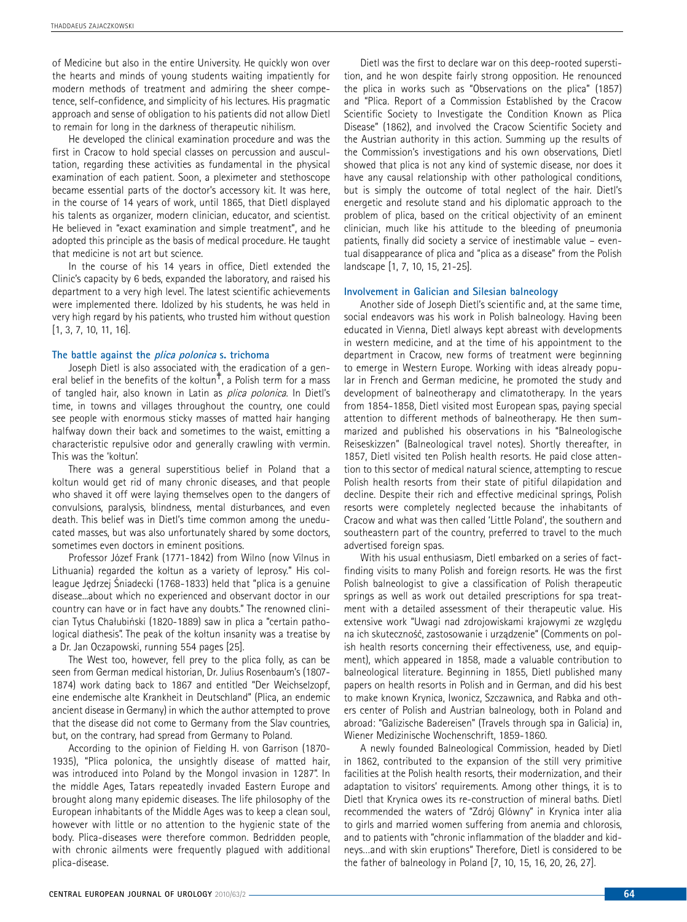of Medicine but also in the entire University. He quickly won over the hearts and minds of young students waiting impatiently for modern methods of treatment and admiring the sheer competence, self-confidence, and simplicity of his lectures. His pragmatic approach and sense of obligation to his patients did not allow Dietl to remain for long in the darkness of therapeutic nihilism.

He developed the clinical examination procedure and was the first in Cracow to hold special classes on percussion and auscultation, regarding these activities as fundamental in the physical examination of each patient. Soon, a pleximeter and stethoscope became essential parts of the doctor's accessory kit. It was here, in the course of 14 years of work, until 1865, that Dietl displayed his talents as organizer, modern clinician, educator, and scientist. He believed in "exact examination and simple treatment", and he adopted this principle as the basis of medical procedure. He taught that medicine is not art but science.

In the course of his 14 years in office, Dietl extended the Clinic's capacity by 6 beds, expanded the laboratory, and raised his department to a very high level. The latest scientific achievements were implemented there. Idolized by his students, he was held in very high regard by his patients, who trusted him without question [1, 3, 7, 10, 11, 16].

### The battle against the *plica polonica* s. trichoma

Joseph Dietl is also associated with the eradication of a general belief in the benefits of the kołtun[ǂ], a Polish term for a mass of tangled hair, also known in Latin as *plica polonica*. In Dietl's time, in towns and villages throughout the country, one could see people with enormous sticky masses of matted hair hanging halfway down their back and sometimes to the waist, emitting a characteristic repulsive odor and generally crawling with vermin. This was the 'kołtun'.

There was a general superstitious belief in Poland that a koltun would get rid of many chronic diseases, and that people who shaved it off were laying themselves open to the dangers of convulsions, paralysis, blindness, mental disturbances, and even death. This belief was in Dietl's time common among the uneducated masses, but was also unfortunately shared by some doctors, sometimes even doctors in eminent positions.

Professor Józef Frank (1771-1842) from Wilno (now Vilnus in Lithuania) regarded the kołtun as a variety of leprosy." His colleague Jędrzej Śniadecki (1768-1833) held that "plica is a genuine disease...about which no experienced and observant doctor in our country can have or in fact have any doubts." The renowned clinician Tytus Chałubiński (1820-1889) saw in plica a "certain pathological diathesis". The peak of the kołtun insanity was a treatise by a Dr. Jan Oczapowski, running 554 pages [25].

The West too, however, fell prey to the plica folly, as can be seen from German medical historian, Dr. Julius Rosenbaum's (1807-1874) work dating back to 1867 and entitled "Der Weichselzopf, eine endemische alte Krankheit in Deutschland" (Plica, an endemic ancient disease in Germany) in which the author attempted to prove that the disease did not come to Germany from the Slav countries, but, on the contrary, had spread from Germany to Poland.

According to the opinion of Fielding H. von Garrison (1870-1935), "Plica polonica, the unsightly disease of matted hair, was introduced into Poland by the Mongol invasion in 1287". In the middle Ages, Tatars repeatedly invaded Eastern Europe and brought along many epidemic diseases. The life philosophy of the European inhabitants of the Middle Ages was to keep a clean soul, however with little or no attention to the hygienic state of the body. Plica-diseases were therefore common. Bedridden people, with chronic ailments were frequently plagued with additional plica-disease.

Dietl was the first to declare war on this deep-rooted superstition, and he won despite fairly strong opposition. He renounced the plica in works such as "Observations on the plica" (1857) and "Plica. Report of a Commission Established by the Cracow Scientific Society to Investigate the Condition Known as Plica Disease" (1862), and involved the Cracow Scientific Society and the Austrian authority in this action. Summing up the results of the Commission's investigations and his own observations, Dietl showed that plica is not any kind of systemic disease, nor does it have any causal relationship with other pathological conditions, but is simply the outcome of total neglect of the hair. Dietl's energetic and resolute stand and his diplomatic approach to the problem of plica, based on the critical objectivity of an eminent clinician, much like his attitude to the bleeding of pneumonia patients, finally did society a service of inestimable value – eventual disappearance of plica and "plica as a disease" from the Polish landscape [1, 7, 10, 15, 21-25].

### Involvement in Galician and Silesian balneology

Another side of Joseph Dietl's scientific and, at the same time, social endeavors was his work in Polish balneology. Having been educated in Vienna, Dietl always kept abreast with developments in western medicine, and at the time of his appointment to the department in Cracow, new forms of treatment were beginning to emerge in Western Europe. Working with ideas already popular in French and German medicine, he promoted the study and development of balneotherapy and climatotherapy. In the years from 1854-1858, Dietl visited most European spas, paying special attention to different methods of balneotherapy. He then summarized and published his observations in his "Balneologische Reiseskizzen" (Balneological travel notes). Shortly thereafter, in 1857, Dietl visited ten Polish health resorts. He paid close attention to this sector of medical natural science, attempting to rescue Polish health resorts from their state of pitiful dilapidation and decline. Despite their rich and effective medicinal springs, Polish resorts were completely neglected because the inhabitants of Cracow and what was then called 'Little Poland', the southern and southeastern part of the country, preferred to travel to the much advertised foreign spas.

With his usual enthusiasm, Dietl embarked on a series of fact-finding visits to many Polish and foreign resorts. He was the first Polish balneologist to give a classification of Polish therapeutic springs as well as work out detailed prescriptions for spa treatment with a detailed assessment of their therapeutic value. His extensive work "Uwagi nad zdrojowiskami krajowymi ze względu na ich skuteczność, zastosowanie i urządzenie" (Comments on polish health resorts concerning their effectiveness, use, and equipment), which appeared in 1858, made a valuable contribution to balneological literature. Beginning in 1855, Dietl published many papers on health resorts in Polish and in German, and did his best to make known Krynica, Iwonicz, Szczawnica, and Rabka and others center of Polish and Austrian balneology, both in Poland and abroad: "Galizische Badereisen" (Travels through spa in Galicia) in, Wiener Medizinische Wochenschrift, 1859-1860.

A newly founded Balneological Commission, headed by Dietl in 1862, contributed to the expansion of the still very primitive facilities at the Polish health resorts, their modernization, and their adaptation to visitors' requirements. Among other things, it is to Dietl that Krynica owes its re-construction of mineral baths. Dietl recommended the waters of "Zdrój Glówny" in Krynica inter alia to girls and married women suffering from anemia and chlorosis, and to patients with "chronic inflammation of the bladder and kidneys...and with skin eruptions" Therefore, Dietl is considered to be the father of balneology in Poland [7, 10, 15, 16, 20, 26, 27].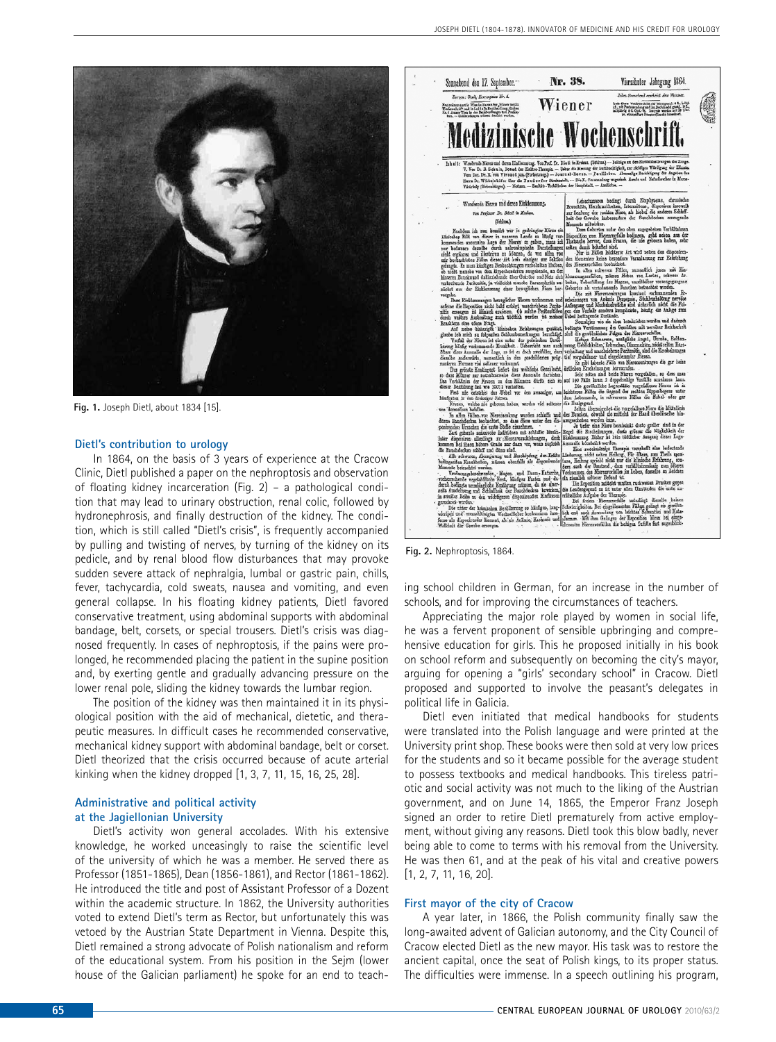Fig. 1. Joseph Dietl, about 1834 [15].

## Dietl's contribution to urology

In 1864, on the basis of 3 years of experience at the Cracow Clinic, Dietl published a paper on the nephroptosis and observation of floating kidney incarceration (Fig. 2) – a pathological condition that may lead to urinary obstruction, renal colic, followed by hydronephrosis, and finally destruction of the kidney. The condition, which is still called "Dietl's crisis", is frequently accompanied by pulling and twisting of nerves, by turning of the kidney on its pedicle, and by renal blood flow disturbances that may provoke sudden severe attack of nephralgia, lumbal or gastric pain, chills, fever, tachycardia, cold sweats, nausea and vomiting, and even general collapse. In his floating kidney patients, Dietl favored conservative treatment, using abdominal supports with abdominal bandage, belt, corsets, or special trousers. Dietl's crisis was diagnosed frequently. In cases of nephroptosis, if the pains were prolonged, he recommended placing the patient in the supine position and, by exerting gentle and gradually advancing pressure on the lower renal pole, sliding the kidney towards the lumbar region.

The position of the kidney was then maintained it in its physiological position with the aid of mechanical, dietetic, and therapeutic measures. In difficult cases he recommended conservative, mechanical kidney support with abdominal bandage, belt or corset. Dietl theorized that the crisis occurred because of acute arterial kinking when the kidney dropped [1, 3, 7, 11, 15, 16, 25, 28].

## Administrative and political activity at the Jagiellonian University

Dietl's activity won general accolades. With his extensive knowledge, he worked unceasingly to raise the scientific level of the university of which he was a member. He served there as Professor (1851-1865), Dean (1856-1861), and Rector (1861-1862). He introduced the title and post of Assistant Professor of a Dozent within the academic structure. In 1862, the University authorities voted to extend Dietl's term as Rector, but unfortunately this was vetoed by the Austrian State Department in Vienna. Despite this, Dietl remained a strong advocate of Polish nationalism and reform of the educational system. From his position in the Sejm (lower house of the Galician parliament) he spoke for an end to teaching school children in German, for an increase in the number of schools, and for improving the circumstances of teachers.

Fig. 2. Nephroptosis, 1864.

Appreciating the major role played by women in social life, he was a fervent proponent of sensible upbringing and comprehensive education for girls. This he proposed initially in his book on school reform and subsequently on becoming the city's mayor, arguing for opening a "girls' secondary school" in Cracow. Dietl proposed and supported to involve the peasant's delegates in political life in Galicia.

Dietl even initiated that medical handbooks for students were translated into the Polish language and were printed at the University print shop. These books were then sold at very low prices for the students and so it became possible for the average student to possess textbooks and medical handbooks. This tireless patriotic and social activity was not much to the liking of the Austrian government, and on June 14, 1865, the Emperor Franz Joseph signed an order to retire Dietl prematurely from active employment, without giving any reasons. Dietl took this blow badly, never being able to come to terms with his removal from the University. He was then 61, and at the peak of his vital and creative powers [1, 2, 7, 11, 16, 20].

## First mayor of the city of Cracow

A year later, in 1866, the Polish community finally saw the long-awaited advent of Galician autonomy, and the City Council of Cracow elected Dietl as the new mayor. His task was to restore the ancient capital, once the seat of Polish kings, to its proper status. The difficulties were immense. In a speech outlining his program,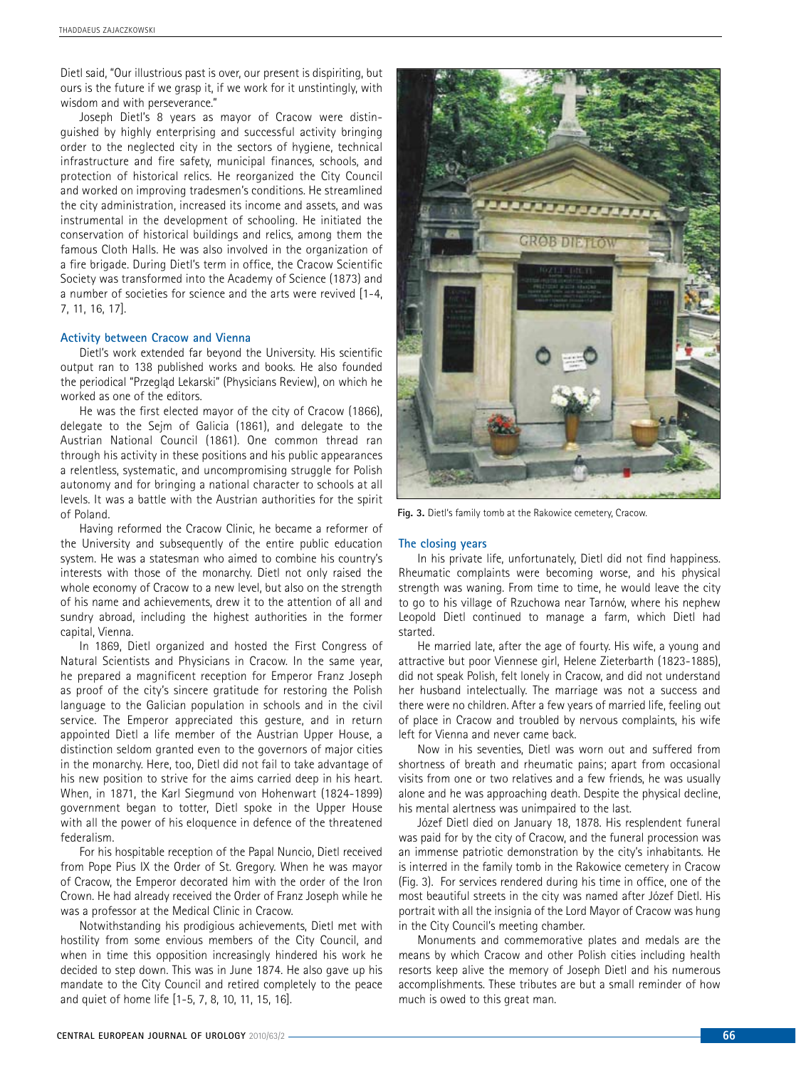Dietl said, "Our illustrious past is over, our present is dispiriting, but ours is the future if we grasp it, if we work for it unstintingly, with wisdom and with perseverance."

Joseph Dietl's 8 years as mayor of Cracow were distinguished by highly enterprising and successful activity bringing order to the neglected city in the sectors of hygiene, technical infrastructure and fire safety, municipal finances, schools, and protection of historical relics. He reorganized the City Council and worked on improving tradesmen's conditions. He streamlined the city administration, increased its income and assets, and was instrumental in the development of schooling. He initiated the conservation of historical buildings and relics, among them the famous Cloth Halls. He was also involved in the organization of a fire brigade. During Dietl's term in office, the Cracow Scientific Society was transformed into the Academy of Science (1873) and a number of societies for science and the arts were revived [1-4, 7, 11, 16, 17].

### Activity between Cracow and Vienna

Dietl's work extended far beyond the University. His scientific output ran to 138 published works and books. He also founded the periodical "Przegląd Lekarski" (Physicians Review), on which he worked as one of the editors.

He was the first elected mayor of the city of Cracow (1866), delegate to the Sejm of Galicia (1861), and delegate to the Austrian National Council (1861). One common thread ran through his activity in these positions and his public appearances a relentless, systematic, and uncompromising struggle for Polish autonomy and for bringing a national character to schools at all levels. It was a battle with the Austrian authorities for the spirit of Poland.

Having reformed the Cracow Clinic, he became a reformer of the University and subsequently of the entire public education system. He was a statesman who aimed to combine his country's interests with those of the monarchy. Dietl not only raised the whole economy of Cracow to a new level, but also on the strength of his name and achievements, drew it to the attention of all and sundry abroad, including the highest authorities in the former capital, Vienna.

In 1869, Dietl organized and hosted the First Congress of Natural Scientists and Physicians in Cracow. In the same year, he prepared a magnificent reception for Emperor Franz Joseph as proof of the city's sincere gratitude for restoring the Polish language to the Galician population in schools and in the civil service. The Emperor appreciated this gesture, and in return appointed Dietl a life member of the Austrian Upper House, a distinction seldom granted even to the governors of major cities in the monarchy. Here, too, Dietl did not fail to take advantage of his new position to strive for the aims carried deep in his heart. When, in 1871, the Karl Siegmund von Hohenwart (1824-1899) government began to totter, Dietl spoke in the Upper House with all the power of his eloquence in defence of the threatened federalism.

For his hospitable reception of the Papal Nuncio, Dietl received from Pope Pius IX the Order of St. Gregory. When he was mayor of Cracow, the Emperor decorated him with the order of the Iron Crown. He had already received the Order of Franz Joseph while he was a professor at the Medical Clinic in Cracow.

Notwithstanding his prodigious achievements, Dietl met with hostility from some envious members of the City Council, and when in time this opposition increasingly hindered his work he decided to step down. This was in June 1874. He also gave up his mandate to the City Council and retired completely to the peace and quiet of home life [1-5, 7, 8, 10, 11, 15, 16].

**Fig. 3.** Dietl's family tomb at the Rakowice cemetery, Cracow.

### The closing years

In his private life, unfortunately, Dietl did not find happiness. Rheumatic complaints were becoming worse, and his physical strength was waning. From time to time, he would leave the city to go to his village of Rzuchowa near Tarnów, where his nephew Leopold Dietl continued to manage a farm, which Dietl had started.

He married late, after the age of fourty. His wife, a young and attractive but poor Viennese girl, Helene Zieterbarth (1823-1885), did not speak Polish, felt lonely in Cracow, and did not understand her husband intelectually. The marriage was not a success and there were no children. After a few years of married life, feeling out of place in Cracow and troubled by nervous complaints, his wife left for Vienna and never came back.

Now in his seventies, Dietl was worn out and suffered from shortness of breath and rheumatic pains; apart from occasional visits from one or two relatives and a few friends, he was usually alone and he was approaching death. Despite the physical decline, his mental alertness was unimpaired to the last.

Józef Dietl died on January 18, 1878. His resplendent funeral was paid for by the city of Cracow, and the funeral procession was an immense patriotic demonstration by the city's inhabitants. He is interred in the family tomb in the Rakowice cemetery in Cracow (Fig. 3). For services rendered during his time in office, one of the most beautiful streets in the city was named after Józef Dietl. His portrait with all the insignia of the Lord Mayor of Cracow was hung in the City Council's meeting chamber.

Monuments and commemorative plates and medals are the means by which Cracow and other Polish cities including health resorts keep alive the memory of Joseph Dietl and his numerous accomplishments. These tributes are but a small reminder of how much is owed to this great man.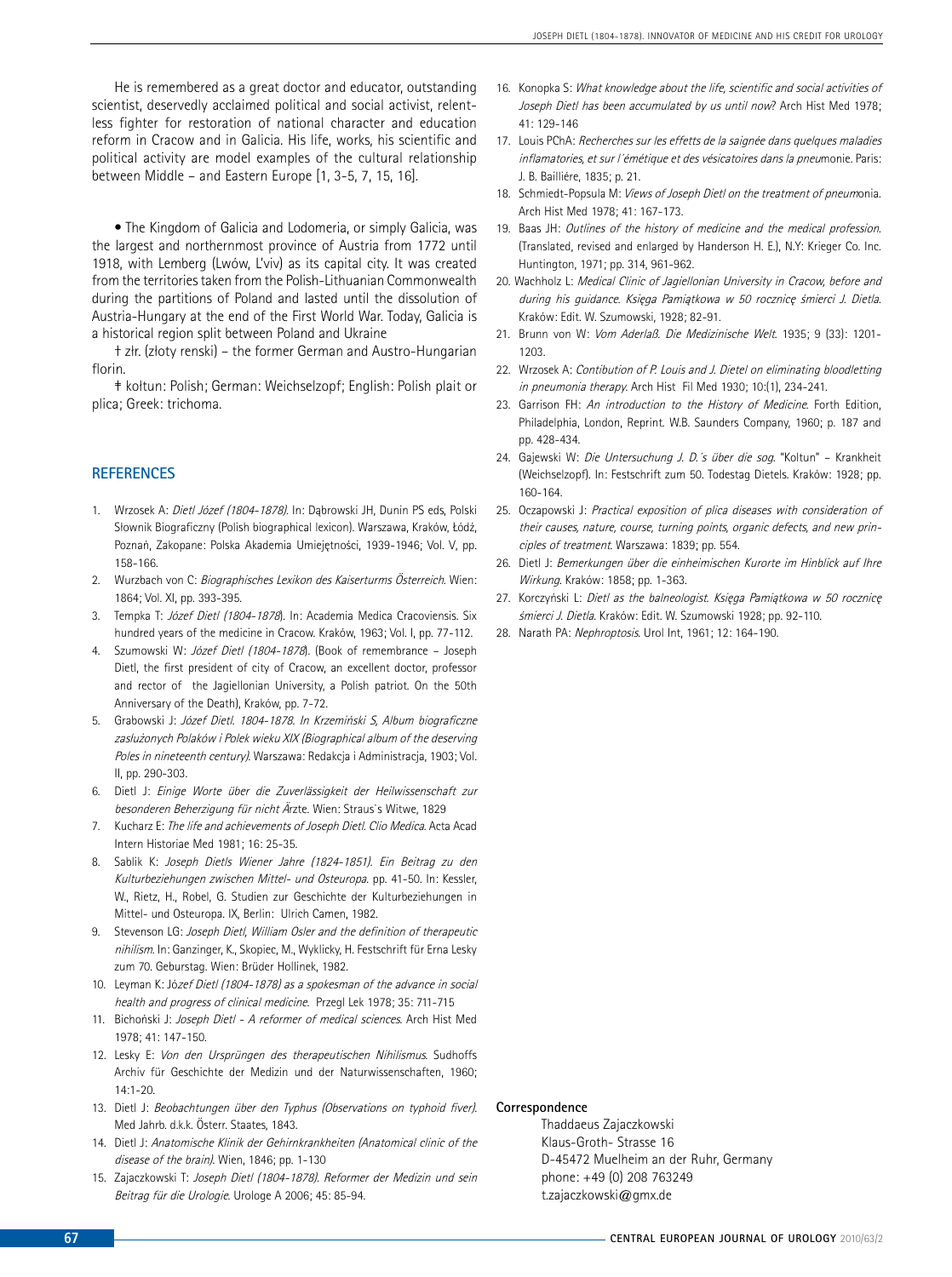He is remembered as a great doctor and educator, outstanding scientist, deservedly acclaimed political and social activist, relentless fighter for restoration of national character and education reform in Cracow and in Galicia. His life, works, his scientific and political activity are model examples of the cultural relationship between Middle – and Eastern Europe [1, 3-5, 7, 15, 16].

• The Kingdom of Galicia and Lodomeria, or simply Galicia, was the largest and northernmost province of Austria from 1772 until 1918, with Lemberg (Lwów, L'viv) as its capital city. It was created from the territories taken from the Polish-Lithuanian Commonwealth during the partitions of Poland and lasted until the dissolution of Austria-Hungary at the end of the First World War. Today, Galicia is a historical region split between Poland and Ukraine

† zlr. (złoty renski) – the former German and Austro-Hungarian florin.

‡ kołtun: Polish; German: Weichselzopf; English: Polish plait or plica; Greek: trichoma.

## REFERENCES

1. Wrzosek A: *Dietl Józef (1804-1878).* In: Dąbrowski JH, Dunin PS eds, Polski Słownik Biograficzny (Polish biographical lexicon). Warszawa, Kraków, Łódź, Poznań, Zakopane: Polska Akademia Umiejętności, 1939-1946; Vol. V, pp. 158-166.
2. Wurzbach von C: *Biographisches Lexikon des Kaiserturms Österreich.* Wien: 1864; Vol. XI, pp. 393-395.
3. Tempka T: *Józef Dietl (1804-1878*). In: Academia Medica Cracoviensis. Six hundred years of the medicine in Cracow. Kraków, 1963; Vol. I, pp. 77-112.
4. Szumowski W: *Józef Dietl (1804-1878*). (Book of remembrance – Joseph Dietl, the first president of city of Cracow, an excellent doctor, professor and rector of the Jagiellonian University, a Polish patriot. On the 50th Anniversary of the Death), Kraków, pp. 7-72.
5. Grabowski J: *Józef Dietl. 1804-1878. In Krzemiński S, Album biograficzne zasłużonych Polaków i Polek wieku XIX (Biographical album of the deserving Poles in nineteenth century).* Warszawa: Redakcja i Administracja, 1903; Vol. II, pp. 290-303.
6. Dietl J: *Einige Worte über die Zuverlässigkeit der Heilwissenschaft zur besonderen Beherzigung für nicht Ä*rzte. Wien: Straus`s Witwe, 1829
7. Kucharz E: *The life and achievements of Joseph Dietl. Clio Medica.* Acta Acad Intern Historiae Med 1981; 16: 25-35.
8. Sablik K: *Joseph Dietls Wiener Jahre (1824-1851). Ein Beitrag zu den Kulturbeziehungen zwischen Mittel- und Osteuropa.* pp. 41-50. In: Kessler, W., Rietz, H., Robel, G. Studien zur Geschichte der Kulturbeziehungen in Mittel- und Osteuropa. IX, Berlin: Ulrich Camen, 1982.
9. Stevenson LG: *Joseph Dietl, William Osler and the definition of therapeutic nihilism.* In: Ganzinger, K., Skopiec, M., Wyklicky, H. Festschrift für Erna Lesky zum 70. Geburstag. Wien: Brüder Hollinek, 1982.
10. Leyman K: J*ózef Dietl (1804-1878) as a spokesman of the advance in social health and progress of clinical medicine.* Przegl Lek 1978; 35: 711-715
11. Bichoński J: *Joseph Dietl - A reformer of medical sciences.* Arch Hist Med 1978; 41: 147-150.
12. Lesky E: *Von den Ursprüngen des therapeutischen Nihilismus.* Sudhoffs Archiv für Geschichte der Medizin und der Naturwissenschaften, 1960; 14:1-20.
13. Dietl J: *Beobachtungen über den Typhus (Observations on typhoid fiver).* Med Jahrb. d.k.k. Österr. Staates, 1843.
14. Dietl J: *Anatomische Klinik der Gehirnkrankheiten (Anatomical clinic of the disease of the brain).* Wien, 1846; pp. 1-130
15. Zajaczkowski T: *Joseph Dietl (1804-1878). Reformer der Medizin und sein Beitrag für die Urologie.* Urologe A 2006; 45: 85-94.
16. Konopka S: *What knowledge about the life, scientific and social activities of Joseph Dietl has been accumulated by us until now?* Arch Hist Med 1978; 41: 129-146
17. Louis PChA: *Recherches sur les effetts de la saignée dans quelques maladies inflamatories, et sur l´émétique et des vésicatoires dans la pneu*monie. Paris: J. B. Bailliére, 1835; p. 21.
18. Schmiedt-Popsula M: *Views of Joseph Dietl on the treatment of pneum*onia. Arch Hist Med 1978; 41: 167-173.
19. Baas JH: *Outlines of the history of medicine and the medical profession.* (Translated, revised and enlarged by Handerson H. E.), N.Y: Krieger Co. Inc. Huntington, 1971; pp. 314, 961-962.
20. Wachholz L: *Medical Clinic of Jagiellonian University in Cracow, before and during his guidance. Księga Pamiątkowa w 50 rocznicę śmierci J. Dietla.* Kraków: Edit. W. Szumowski, 1928; 82-91.
21. Brunn von W: *Vom Aderlaß. Die Medizinische Welt.* 1935; 9 (33): 1201-1203.
22. Wrzosek A: *Contibution of P. Louis and J. Dietel on eliminating bloodletting in pneumonia therapy.* Arch Hist Fil Med 1930; 10:(1), 234-241.
23. Garrison FH: *An introduction to the History of Medicine.* Forth Edition, Philadelphia, London, Reprint. W.B. Saunders Company, 1960; p. 187 and pp. 428-434.
24. Gajewski W: *Die Untersuchung J. D.´s über die sog.* "Koltun" – Krankheit (Weichselzopf). In: Festschrift zum 50. Todestag Dietels. Kraków: 1928; pp. 160-164.
25. Oczapowski J: *Practical exposition of plica diseases with consideration of their causes, nature, course, turning points, organic defects, and new principles of treatment.* Warszawa: 1839; pp. 554.
26. Dietl J: *Bemerkungen über die einheimischen Kurorte im Hinblick auf Ihre Wirkung.* Kraków: 1858; pp. 1-363.
27. Korczyński L: *Dietl as the balneologist. Księga Pamiątkowa w 50 rocznicę śmierci J. Dietla.* Kraków: Edit. W. Szumowski 1928; pp. 92-110.
28. Narath PA: *Nephroptosis.* Urol Int, 1961; 12: 164-190.

**Correspondence**

Thaddaeus Zajaczkowski
Klaus-Groth- Strasse 16
D-45472 Muelheim an der Ruhr, Germany
phone: +49 (0) 208 763249
t.zajaczkowski@gmx.de